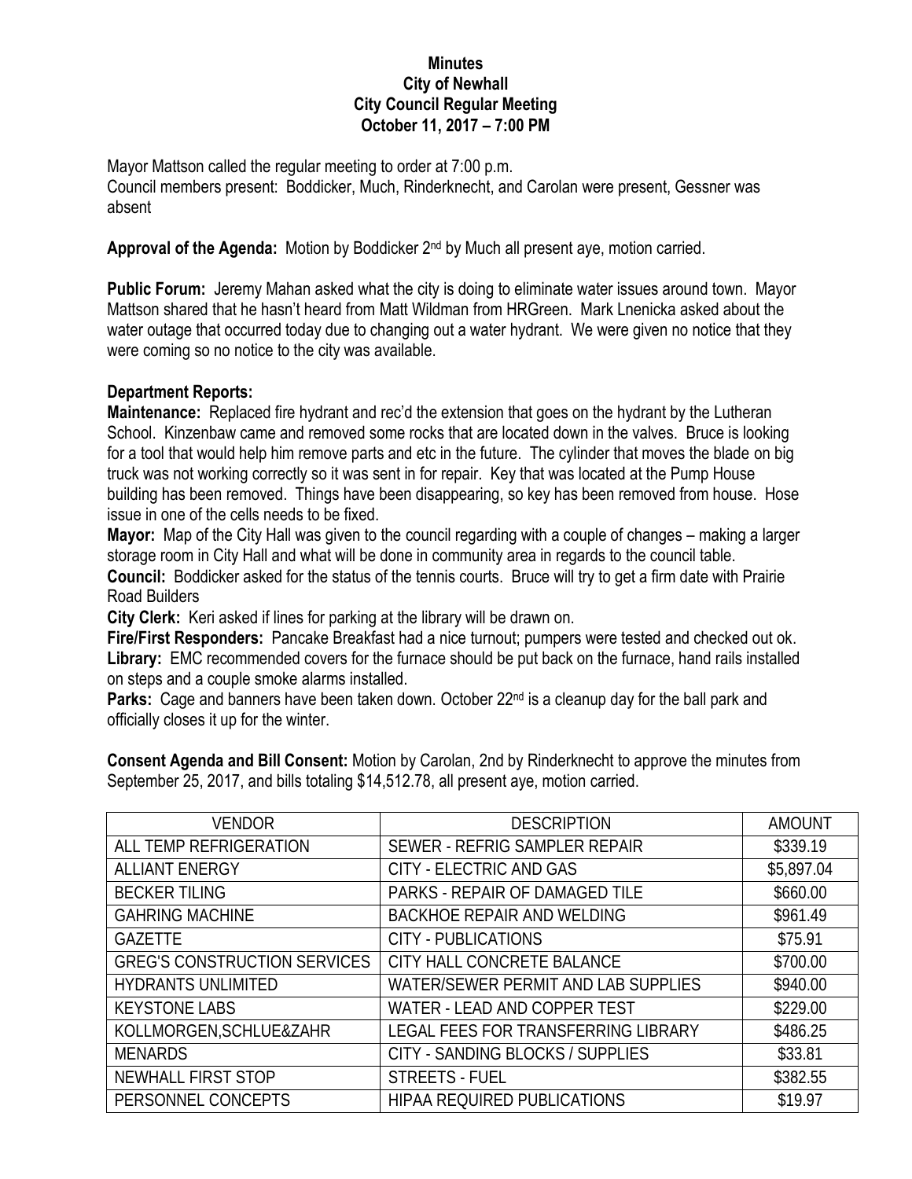**Minutes**
**City of Newhall**
**City Council Regular Meeting**
**October 11, 2017 – 7:00 PM**

Mayor Mattson called the regular meeting to order at 7:00 p.m.
Council members present: Boddicker, Much, Rinderknecht, and Carolan were present, Gessner was absent

**Approval of the Agenda:** Motion by Boddicker 2nd by Much all present aye, motion carried.

**Public Forum:** Jeremy Mahan asked what the city is doing to eliminate water issues around town. Mayor Mattson shared that he hasn't heard from Matt Wildman from HRGreen. Mark Lnenicka asked about the water outage that occurred today due to changing out a water hydrant. We were given no notice that they were coming so no notice to the city was available.

**Department Reports:**

**Maintenance:** Replaced fire hydrant and rec'd the extension that goes on the hydrant by the Lutheran School. Kinzenbaw came and removed some rocks that are located down in the valves. Bruce is looking for a tool that would help him remove parts and etc in the future. The cylinder that moves the blade on big truck was not working correctly so it was sent in for repair. Key that was located at the Pump House building has been removed. Things have been disappearing, so key has been removed from house. Hose issue in one of the cells needs to be fixed.

**Mayor:** Map of the City Hall was given to the council regarding with a couple of changes – making a larger storage room in City Hall and what will be done in community area in regards to the council table.

**Council:** Boddicker asked for the status of the tennis courts. Bruce will try to get a firm date with Prairie Road Builders

**City Clerk:** Keri asked if lines for parking at the library will be drawn on.

**Fire/First Responders:** Pancake Breakfast had a nice turnout; pumpers were tested and checked out ok.

**Library:** EMC recommended covers for the furnace should be put back on the furnace, hand rails installed on steps and a couple smoke alarms installed.

**Parks:** Cage and banners have been taken down. October 22nd is a cleanup day for the ball park and officially closes it up for the winter.

**Consent Agenda and Bill Consent:** Motion by Carolan, 2nd by Rinderknecht to approve the minutes from September 25, 2017, and bills totaling $14,512.78, all present aye, motion carried.

| VENDOR | DESCRIPTION | AMOUNT |
|---|---|---|
| ALL TEMP REFRIGERATION | SEWER - REFRIG SAMPLER REPAIR | $339.19 |
| ALLIANT ENERGY | CITY - ELECTRIC AND GAS | $5,897.04 |
| BECKER TILING | PARKS - REPAIR OF DAMAGED TILE | $660.00 |
| GAHRING MACHINE | BACKHOE REPAIR AND WELDING | $961.49 |
| GAZETTE | CITY - PUBLICATIONS | $75.91 |
| GREG'S CONSTRUCTION SERVICES | CITY HALL CONCRETE BALANCE | $700.00 |
| HYDRANTS UNLIMITED | WATER/SEWER PERMIT AND LAB SUPPLIES | $940.00 |
| KEYSTONE LABS | WATER - LEAD AND COPPER TEST | $229.00 |
| KOLLMORGEN,SCHLUE&ZAHR | LEGAL FEES FOR TRANSFERRING LIBRARY | $486.25 |
| MENARDS | CITY - SANDING BLOCKS / SUPPLIES | $33.81 |
| NEWHALL FIRST STOP | STREETS - FUEL | $382.55 |
| PERSONNEL CONCEPTS | HIPAA REQUIRED PUBLICATIONS | $19.97 |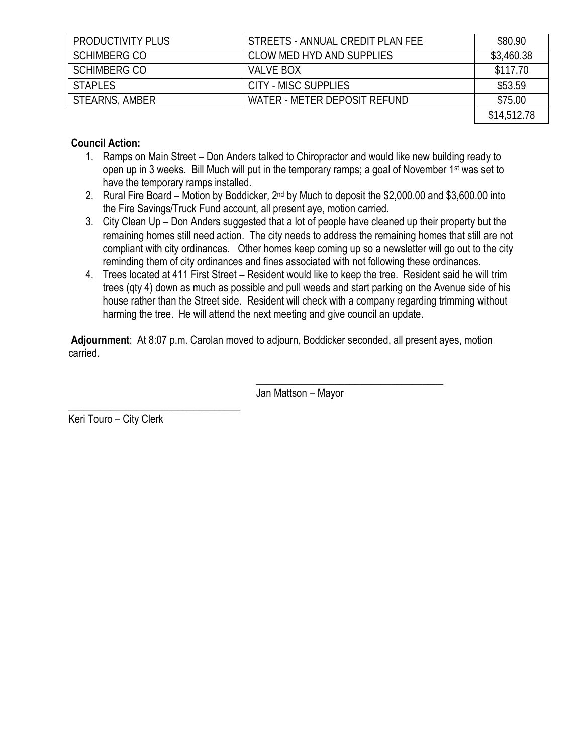| | | |
|---|---|---|
| PRODUCTIVITY PLUS | STREETS - ANNUAL CREDIT PLAN FEE | \$80.90 |
| SCHIMBERG CO | CLOW MED HYD AND SUPPLIES | \$3,460.38 |
| SCHIMBERG CO | VALVE BOX | \$117.70 |
| STAPLES | CITY - MISC SUPPLIES | \$53.59 |
| STEARNS, AMBER | WATER - METER DEPOSIT REFUND | \$75.00 |
| | | \$14,512.78 |

**Council Action:**

1. Ramps on Main Street – Don Anders talked to Chiropractor and would like new building ready to open up in 3 weeks. Bill Much will put in the temporary ramps; a goal of November 1st was set to have the temporary ramps installed.
2. Rural Fire Board – Motion by Boddicker, 2nd by Much to deposit the \$2,000.00 and \$3,600.00 into the Fire Savings/Truck Fund account, all present aye, motion carried.
3. City Clean Up – Don Anders suggested that a lot of people have cleaned up their property but the remaining homes still need action. The city needs to address the remaining homes that still are not compliant with city ordinances. Other homes keep coming up so a newsletter will go out to the city reminding them of city ordinances and fines associated with not following these ordinances.
4. Trees located at 411 First Street – Resident would like to keep the tree. Resident said he will trim trees (qty 4) down as much as possible and pull weeds and start parking on the Avenue side of his house rather than the Street side. Resident will check with a company regarding trimming without harming the tree. He will attend the next meeting and give council an update.

**Adjournment**: At 8:07 p.m. Carolan moved to adjourn, Boddicker seconded, all present ayes, motion carried.

\_\_\_\_\_\_\_\_\_\_\_\_\_\_\_\_\_\_\_\_\_\_\_\_\_\_\_\_\_\_\_\_\_\_\_\_

Jan Mattson – Mayor

\_\_\_\_\_\_\_\_\_\_\_\_\_\_\_\_\_\_\_\_\_\_\_\_\_\_\_\_\_\_\_\_\_\_\_\_

Keri Touro – City Clerk